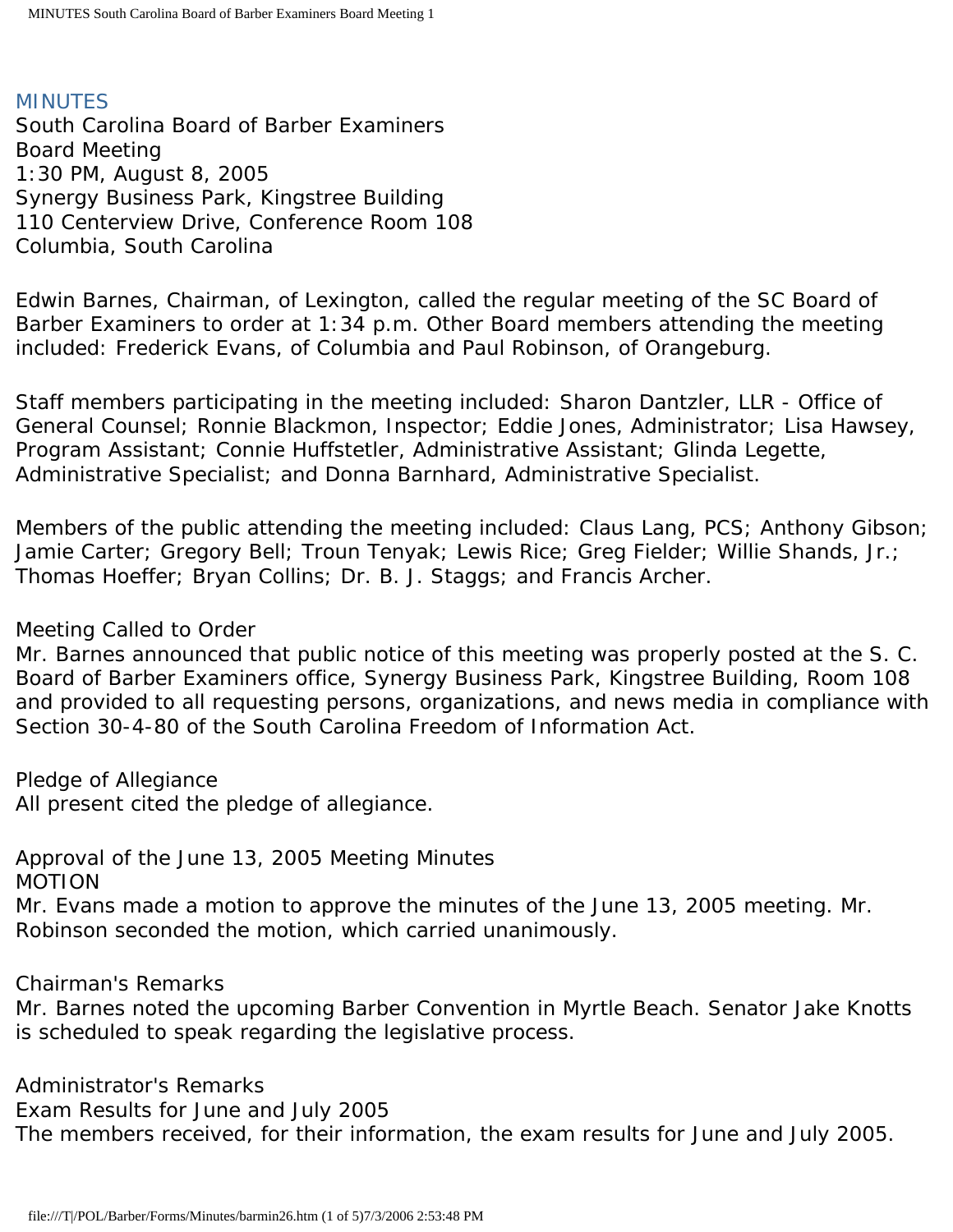# MINUTES

South Carolina Board of Barber Examiners
Board Meeting
1:30 PM, August 8, 2005
Synergy Business Park, Kingstree Building
110 Centerview Drive, Conference Room 108
Columbia, South Carolina

Edwin Barnes, Chairman, of Lexington, called the regular meeting of the SC Board of Barber Examiners to order at 1:34 p.m. Other Board members attending the meeting included: Frederick Evans, of Columbia and Paul Robinson, of Orangeburg.

Staff members participating in the meeting included: Sharon Dantzler, LLR - Office of General Counsel; Ronnie Blackmon, Inspector; Eddie Jones, Administrator; Lisa Hawsey, Program Assistant; Connie Huffstetler, Administrative Assistant; Glinda Legette, Administrative Specialist; and Donna Barnhard, Administrative Specialist.

Members of the public attending the meeting included: Claus Lang, PCS; Anthony Gibson; Jamie Carter; Gregory Bell; Troun Tenyak; Lewis Rice; Greg Fielder; Willie Shands, Jr.; Thomas Hoeffer; Bryan Collins; Dr. B. J. Staggs; and Francis Archer.

## Meeting Called to Order

Mr. Barnes announced that public notice of this meeting was properly posted at the S. C. Board of Barber Examiners office, Synergy Business Park, Kingstree Building, Room 108 and provided to all requesting persons, organizations, and news media in compliance with Section 30-4-80 of the South Carolina Freedom of Information Act.

## Pledge of Allegiance

All present cited the pledge of allegiance.

## Approval of the June 13, 2005 Meeting Minutes

MOTION

Mr. Evans made a motion to approve the minutes of the June 13, 2005 meeting. Mr. Robinson seconded the motion, which carried unanimously.

## Chairman's Remarks

Mr. Barnes noted the upcoming Barber Convention in Myrtle Beach. Senator Jake Knotts is scheduled to speak regarding the legislative process.

## Administrator's Remarks

### Exam Results for June and July 2005

The members received, for their information, the exam results for June and July 2005.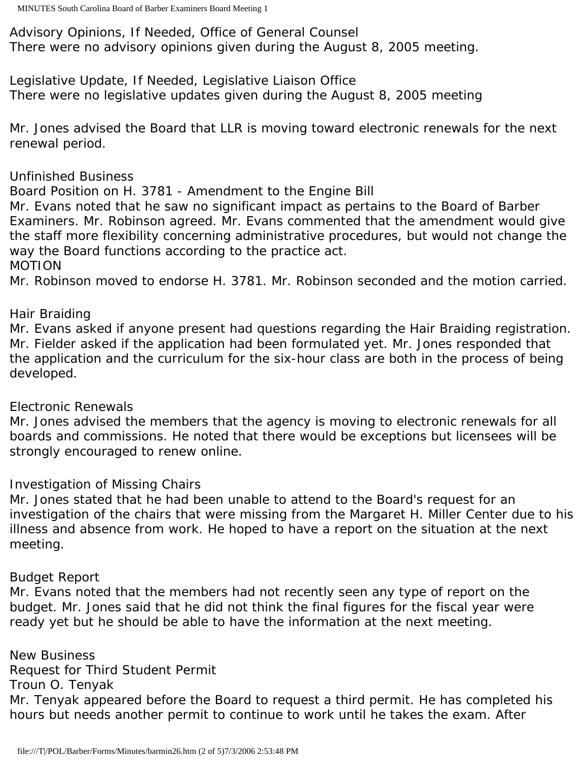Advisory Opinions, If Needed, Office of General Counsel
There were no advisory opinions given during the August 8, 2005 meeting.

Legislative Update, If Needed, Legislative Liaison Office
There were no legislative updates given during the August 8, 2005 meeting

Mr. Jones advised the Board that LLR is moving toward electronic renewals for the next renewal period.

Unfinished Business
Board Position on H. 3781 - Amendment to the Engine Bill
Mr. Evans noted that he saw no significant impact as pertains to the Board of Barber Examiners. Mr. Robinson agreed. Mr. Evans commented that the amendment would give the staff more flexibility concerning administrative procedures, but would not change the way the Board functions according to the practice act.
MOTION
Mr. Robinson moved to endorse H. 3781. Mr. Robinson seconded and the motion carried.

Hair Braiding
Mr. Evans asked if anyone present had questions regarding the Hair Braiding registration. Mr. Fielder asked if the application had been formulated yet. Mr. Jones responded that the application and the curriculum for the six-hour class are both in the process of being developed.

Electronic Renewals
Mr. Jones advised the members that the agency is moving to electronic renewals for all boards and commissions. He noted that there would be exceptions but licensees will be strongly encouraged to renew online.

Investigation of Missing Chairs
Mr. Jones stated that he had been unable to attend to the Board's request for an investigation of the chairs that were missing from the Margaret H. Miller Center due to his illness and absence from work. He hoped to have a report on the situation at the next meeting.

Budget Report
Mr. Evans noted that the members had not recently seen any type of report on the budget. Mr. Jones said that he did not think the final figures for the fiscal year were ready yet but he should be able to have the information at the next meeting.

New Business
Request for Third Student Permit
Troun O. Tenyak
Mr. Tenyak appeared before the Board to request a third permit. He has completed his hours but needs another permit to continue to work until he takes the exam. After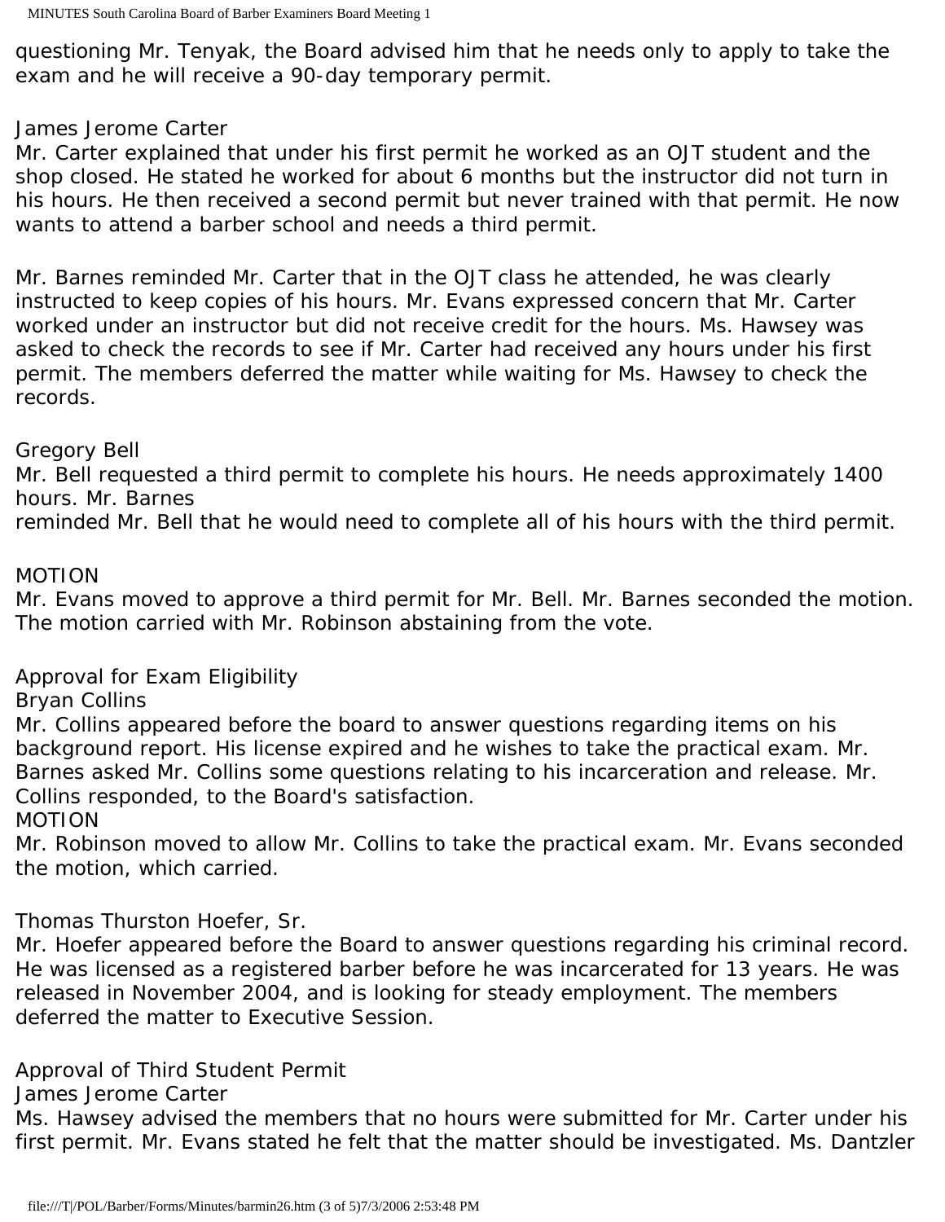questioning Mr. Tenyak, the Board advised him that he needs only to apply to take the exam and he will receive a 90-day temporary permit.

James Jerome Carter
Mr. Carter explained that under his first permit he worked as an OJT student and the shop closed. He stated he worked for about 6 months but the instructor did not turn in his hours. He then received a second permit but never trained with that permit. He now wants to attend a barber school and needs a third permit.

Mr. Barnes reminded Mr. Carter that in the OJT class he attended, he was clearly instructed to keep copies of his hours. Mr. Evans expressed concern that Mr. Carter worked under an instructor but did not receive credit for the hours. Ms. Hawsey was asked to check the records to see if Mr. Carter had received any hours under his first permit. The members deferred the matter while waiting for Ms. Hawsey to check the records.

Gregory Bell
Mr. Bell requested a third permit to complete his hours. He needs approximately 1400 hours. Mr. Barnes reminded Mr. Bell that he would need to complete all of his hours with the third permit.

MOTION
Mr. Evans moved to approve a third permit for Mr. Bell. Mr. Barnes seconded the motion. The motion carried with Mr. Robinson abstaining from the vote.

Approval for Exam Eligibility
Bryan Collins
Mr. Collins appeared before the board to answer questions regarding items on his background report. His license expired and he wishes to take the practical exam. Mr. Barnes asked Mr. Collins some questions relating to his incarceration and release. Mr. Collins responded, to the Board's satisfaction.
MOTION
Mr. Robinson moved to allow Mr. Collins to take the practical exam. Mr. Evans seconded the motion, which carried.

Thomas Thurston Hoefer, Sr.
Mr. Hoefer appeared before the Board to answer questions regarding his criminal record. He was licensed as a registered barber before he was incarcerated for 13 years. He was released in November 2004, and is looking for steady employment. The members deferred the matter to Executive Session.

Approval of Third Student Permit
James Jerome Carter
Ms. Hawsey advised the members that no hours were submitted for Mr. Carter under his first permit. Mr. Evans stated he felt that the matter should be investigated. Ms. Dantzler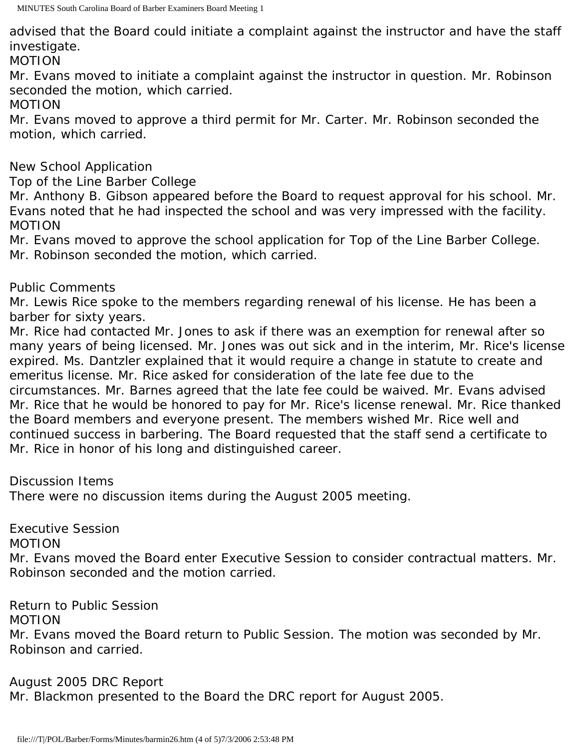advised that the Board could initiate a complaint against the instructor and have the staff investigate.

MOTION

Mr. Evans moved to initiate a complaint against the instructor in question. Mr. Robinson seconded the motion, which carried.

MOTION

Mr. Evans moved to approve a third permit for Mr. Carter. Mr. Robinson seconded the motion, which carried.

New School Application

Top of the Line Barber College

Mr. Anthony B. Gibson appeared before the Board to request approval for his school. Mr. Evans noted that he had inspected the school and was very impressed with the facility.

MOTION

Mr. Evans moved to approve the school application for Top of the Line Barber College. Mr. Robinson seconded the motion, which carried.

Public Comments

Mr. Lewis Rice spoke to the members regarding renewal of his license. He has been a barber for sixty years.

Mr. Rice had contacted Mr. Jones to ask if there was an exemption for renewal after so many years of being licensed. Mr. Jones was out sick and in the interim, Mr. Rice's license expired. Ms. Dantzler explained that it would require a change in statute to create and emeritus license. Mr. Rice asked for consideration of the late fee due to the circumstances. Mr. Barnes agreed that the late fee could be waived. Mr. Evans advised Mr. Rice that he would be honored to pay for Mr. Rice's license renewal. Mr. Rice thanked the Board members and everyone present. The members wished Mr. Rice well and continued success in barbering. The Board requested that the staff send a certificate to Mr. Rice in honor of his long and distinguished career.

Discussion Items

There were no discussion items during the August 2005 meeting.

Executive Session

MOTION

Mr. Evans moved the Board enter Executive Session to consider contractual matters. Mr. Robinson seconded and the motion carried.

Return to Public Session

MOTION

Mr. Evans moved the Board return to Public Session. The motion was seconded by Mr. Robinson and carried.

August 2005 DRC Report

Mr. Blackmon presented to the Board the DRC report for August 2005.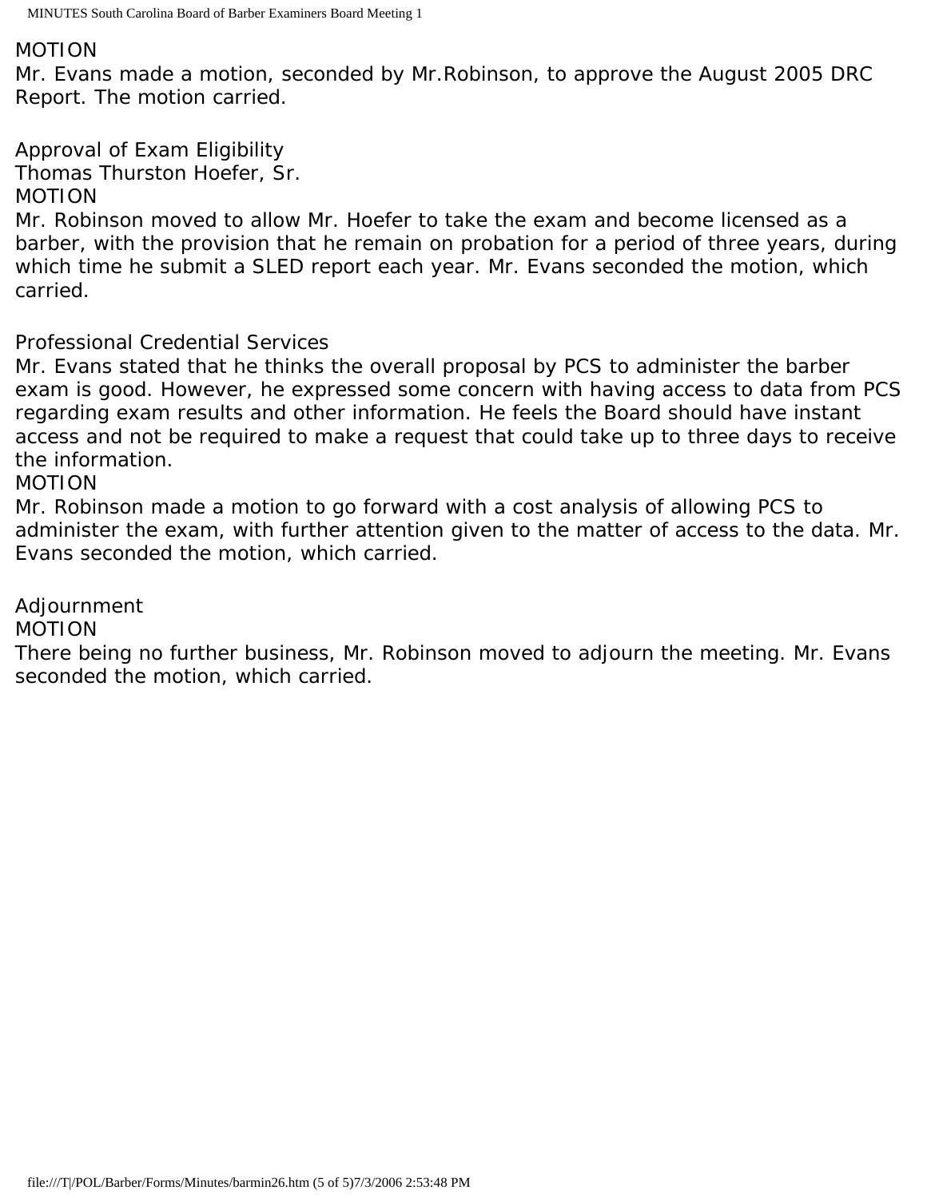MOTION

Mr. Evans made a motion, seconded by Mr.Robinson, to approve the August 2005 DRC Report. The motion carried.

Approval of Exam Eligibility

Thomas Thurston Hoefer, Sr.

MOTION

Mr. Robinson moved to allow Mr. Hoefer to take the exam and become licensed as a barber, with the provision that he remain on probation for a period of three years, during which time he submit a SLED report each year. Mr. Evans seconded the motion, which carried.

Professional Credential Services

Mr. Evans stated that he thinks the overall proposal by PCS to administer the barber exam is good. However, he expressed some concern with having access to data from PCS regarding exam results and other information. He feels the Board should have instant access and not be required to make a request that could take up to three days to receive the information.

MOTION

Mr. Robinson made a motion to go forward with a cost analysis of allowing PCS to administer the exam, with further attention given to the matter of access to the data. Mr. Evans seconded the motion, which carried.

Adjournment

MOTION

There being no further business, Mr. Robinson moved to adjourn the meeting. Mr. Evans seconded the motion, which carried.